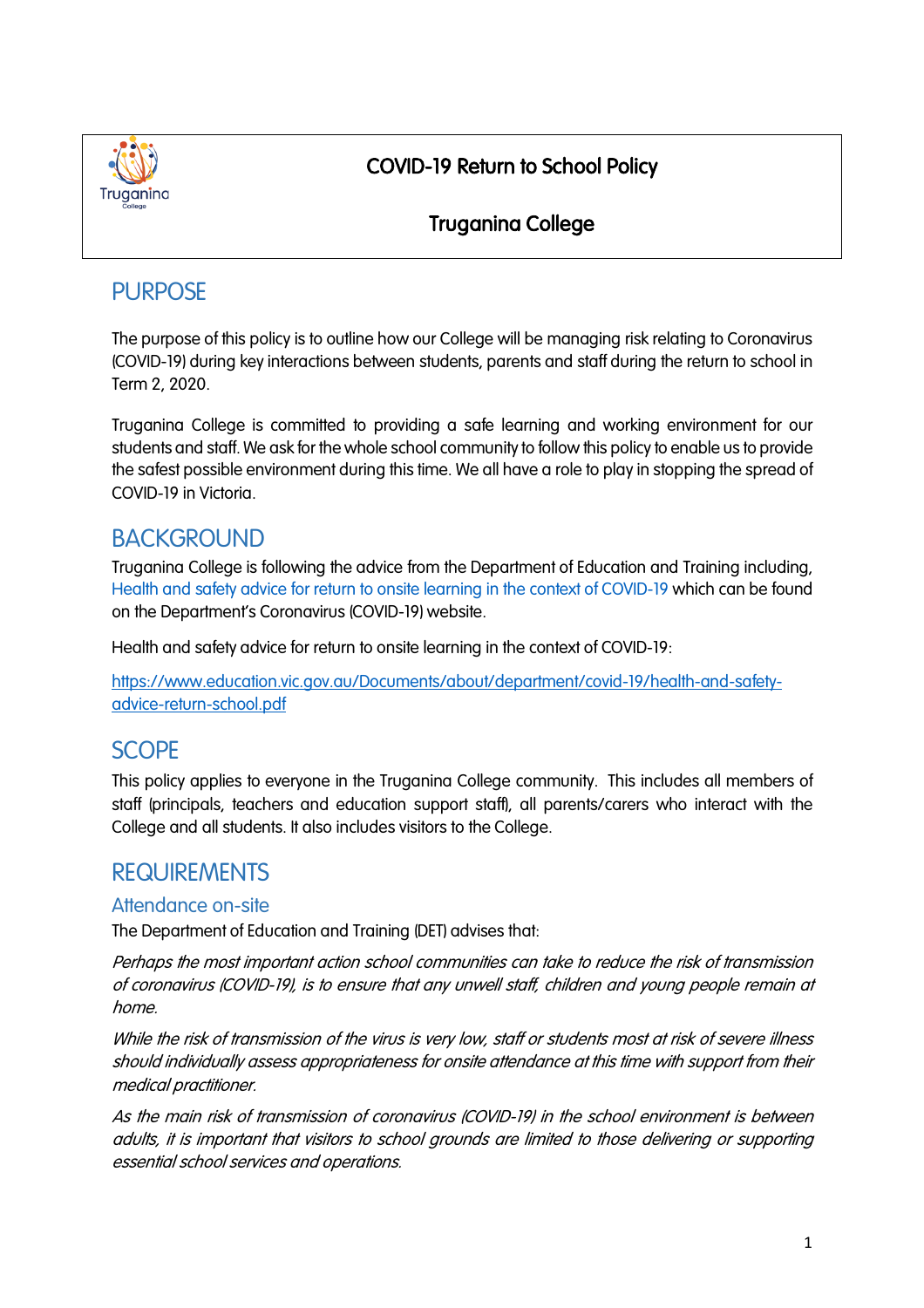# COVID-19 Return to School Policy

# Truganina College

## PURPOSE

The purpose of this policy is to outline how our College will be managing risk relating to Coronavirus (COVID-19) during key interactions between students, parents and staff during the return to school in Term 2, 2020.

Truganina College is committed to providing a safe learning and working environment for our students and staff. We ask for the whole school community to follow this policy to enable us to provide the safest possible environment during this time. We all have a role to play in stopping the spread of COVID-19 in Victoria.

## BACKGROUND

Truganina College is following the advice from the Department of Education and Training including, Health and safety advice for return to onsite learning in the context of COVID-19 which can be found on the Department's Coronavirus (COVID-19) website.

Health and safety advice for return to onsite learning in the context of COVID-19:

https://www.education.vic.gov.au/Documents/about/department/covid-19/health-and-safety-advice-return-school.pdf

## SCOPE

This policy applies to everyone in the Truganina College community. This includes all members of staff (principals, teachers and education support staff), all parents/carers who interact with the College and all students. It also includes visitors to the College.

## REQUIREMENTS

### Attendance on-site

The Department of Education and Training (DET) advises that:

*Perhaps the most important action school communities can take to reduce the risk of transmission of coronavirus (COVID-19), is to ensure that any unwell staff, children and young people remain at home.*

*While the risk of transmission of the virus is very low, staff or students most at risk of severe illness should individually assess appropriateness for onsite attendance at this time with support from their medical practitioner.*

*As the main risk of transmission of coronavirus (COVID-19) in the school environment is between adults, it is important that visitors to school grounds are limited to those delivering or supporting essential school services and operations.*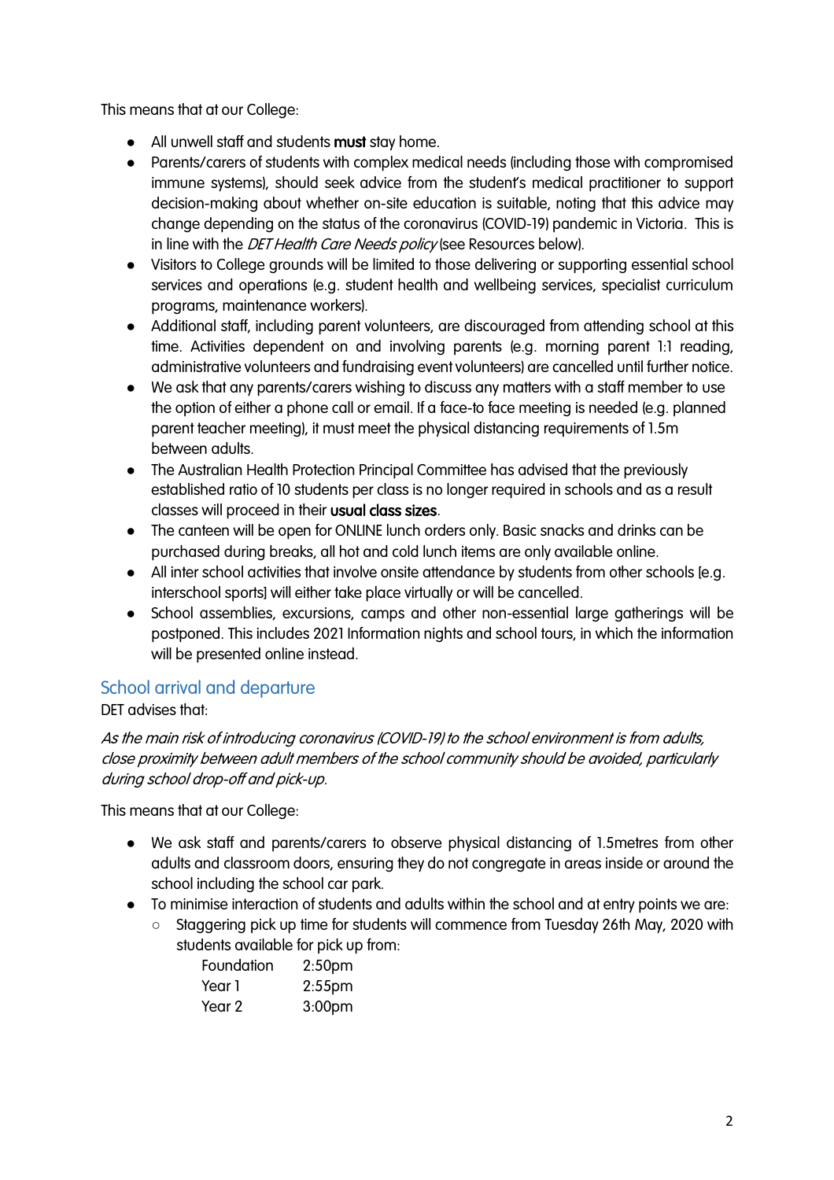This means that at our College:

- All unwell staff and students **must** stay home.
- Parents/carers of students with complex medical needs (including those with compromised immune systems), should seek advice from the student's medical practitioner to support decision-making about whether on-site education is suitable, noting that this advice may change depending on the status of the coronavirus (COVID-19) pandemic in Victoria. This is in line with the *DET Health Care Needs policy* (see Resources below).
- Visitors to College grounds will be limited to those delivering or supporting essential school services and operations (e.g. student health and wellbeing services, specialist curriculum programs, maintenance workers).
- Additional staff, including parent volunteers, are discouraged from attending school at this time. Activities dependent on and involving parents (e.g. morning parent 1:1 reading, administrative volunteers and fundraising event volunteers) are cancelled until further notice.
- We ask that any parents/carers wishing to discuss any matters with a staff member to use the option of either a phone call or email. If a face-to face meeting is needed (e.g. planned parent teacher meeting), it must meet the physical distancing requirements of 1.5m between adults.
- The Australian Health Protection Principal Committee has advised that the previously established ratio of 10 students per class is no longer required in schools and as a result classes will proceed in their **usual class sizes**.
- The canteen will be open for ONLINE lunch orders only. Basic snacks and drinks can be purchased during breaks, all hot and cold lunch items are only available online.
- All inter school activities that involve onsite attendance by students from other schools (e.g. interschool sports) will either take place virtually or will be cancelled.
- School assemblies, excursions, camps and other non-essential large gatherings will be postponed. This includes 2021 Information nights and school tours, in which the information will be presented online instead.

## School arrival and departure

DET advises that:

*As the main risk of introducing coronavirus (COVID-19) to the school environment is from adults, close proximity between adult members of the school community should be avoided, particularly during school drop-off and pick-up.*

This means that at our College:

- We ask staff and parents/carers to observe physical distancing of 1.5metres from other adults and classroom doors, ensuring they do not congregate in areas inside or around the school including the school car park.
- To minimise interaction of students and adults within the school and at entry points we are:
    - Staggering pick up time for students will commence from Tuesday 26th May, 2020 with students available for pick up from:

      Foundation 2:50pm
      Year 1 2:55pm
      Year 2 3:00pm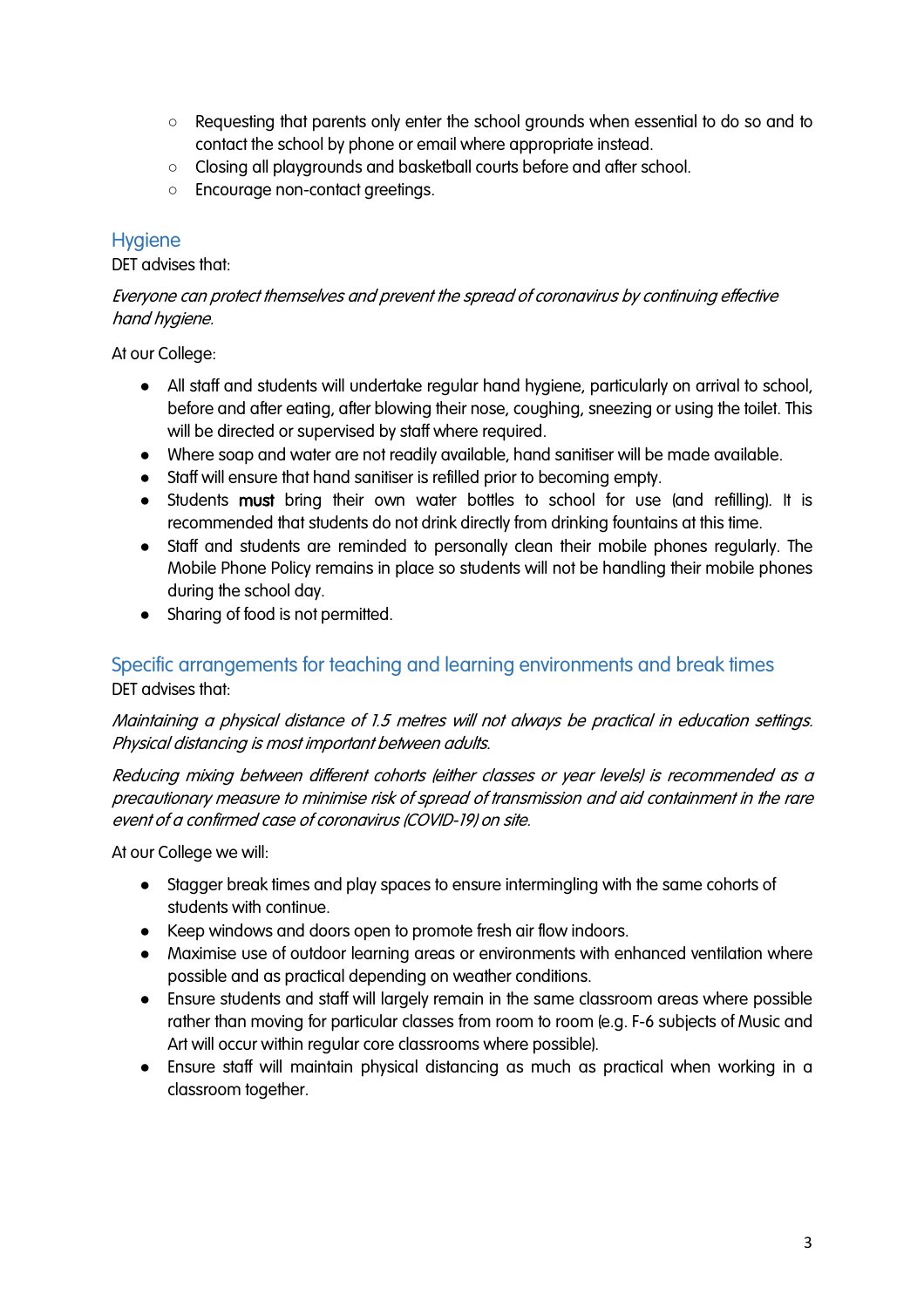- Requesting that parents only enter the school grounds when essential to do so and to contact the school by phone or email where appropriate instead.
- Closing all playgrounds and basketball courts before and after school.
- Encourage non-contact greetings.

## Hygiene

DET advises that:

*Everyone can protect themselves and prevent the spread of coronavirus by continuing effective hand hygiene.*

At our College:

- All staff and students will undertake regular hand hygiene, particularly on arrival to school, before and after eating, after blowing their nose, coughing, sneezing or using the toilet. This will be directed or supervised by staff where required.
- Where soap and water are not readily available, hand sanitiser will be made available.
- Staff will ensure that hand sanitiser is refilled prior to becoming empty.
- Students **must** bring their own water bottles to school for use (and refilling). It is recommended that students do not drink directly from drinking fountains at this time.
- Staff and students are reminded to personally clean their mobile phones regularly. The Mobile Phone Policy remains in place so students will not be handling their mobile phones during the school day.
- Sharing of food is not permitted.

## Specific arrangements for teaching and learning environments and break times

DET advises that:

*Maintaining a physical distance of 1.5 metres will not always be practical in education settings. Physical distancing is most important between adults.*

*Reducing mixing between different cohorts (either classes or year levels) is recommended as a precautionary measure to minimise risk of spread of transmission and aid containment in the rare event of a confirmed case of coronavirus (COVID-19) on site.*

At our College we will:

- Stagger break times and play spaces to ensure intermingling with the same cohorts of students with continue.
- Keep windows and doors open to promote fresh air flow indoors.
- Maximise use of outdoor learning areas or environments with enhanced ventilation where possible and as practical depending on weather conditions.
- Ensure students and staff will largely remain in the same classroom areas where possible rather than moving for particular classes from room to room (e.g. F-6 subjects of Music and Art will occur within regular core classrooms where possible).
- Ensure staff will maintain physical distancing as much as practical when working in a classroom together.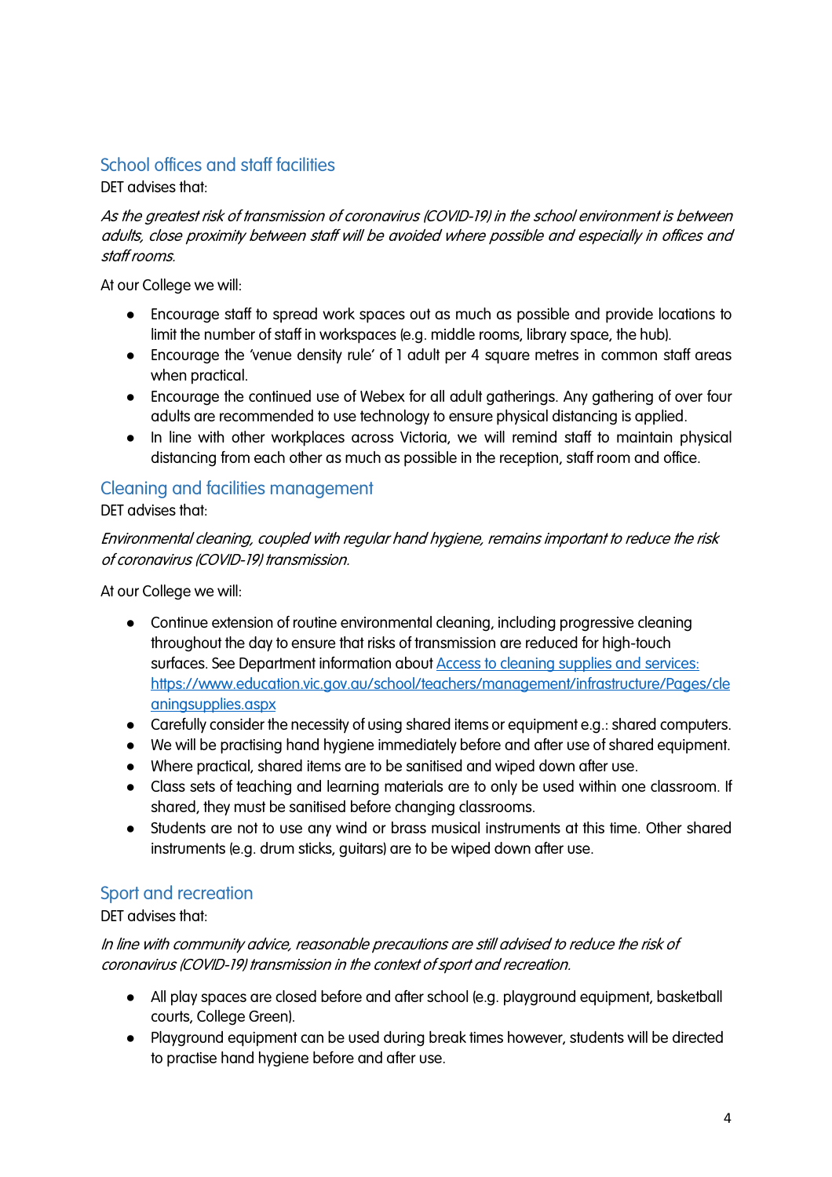## School offices and staff facilities

DET advises that:

*As the greatest risk of transmission of coronavirus (COVID-19) in the school environment is between adults, close proximity between staff will be avoided where possible and especially in offices and staff rooms.*

At our College we will:

- Encourage staff to spread work spaces out as much as possible and provide locations to limit the number of staff in workspaces (e.g. middle rooms, library space, the hub).
- Encourage the 'venue density rule' of 1 adult per 4 square metres in common staff areas when practical.
- Encourage the continued use of Webex for all adult gatherings. Any gathering of over four adults are recommended to use technology to ensure physical distancing is applied.
- In line with other workplaces across Victoria, we will remind staff to maintain physical distancing from each other as much as possible in the reception, staff room and office.

## Cleaning and facilities management

DET advises that:

*Environmental cleaning, coupled with regular hand hygiene, remains important to reduce the risk of coronavirus (COVID-19) transmission.*

At our College we will:

- Continue extension of routine environmental cleaning, including progressive cleaning throughout the day to ensure that risks of transmission are reduced for high-touch surfaces. See Department information about [Access to cleaning supplies and services: https://www.education.vic.gov.au/school/teachers/management/infrastructure/Pages/cleaningsupplies.aspx](https://www.education.vic.gov.au/school/teachers/management/infrastructure/Pages/cleaningsupplies.aspx)
- Carefully consider the necessity of using shared items or equipment e.g.: shared computers.
- We will be practising hand hygiene immediately before and after use of shared equipment.
- Where practical, shared items are to be sanitised and wiped down after use.
- Class sets of teaching and learning materials are to only be used within one classroom. If shared, they must be sanitised before changing classrooms.
- Students are not to use any wind or brass musical instruments at this time. Other shared instruments (e.g. drum sticks, guitars) are to be wiped down after use.

## Sport and recreation

DET advises that:

*In line with community advice, reasonable precautions are still advised to reduce the risk of coronavirus (COVID-19) transmission in the context of sport and recreation.*

- All play spaces are closed before and after school (e.g. playground equipment, basketball courts, College Green).
- Playground equipment can be used during break times however, students will be directed to practise hand hygiene before and after use.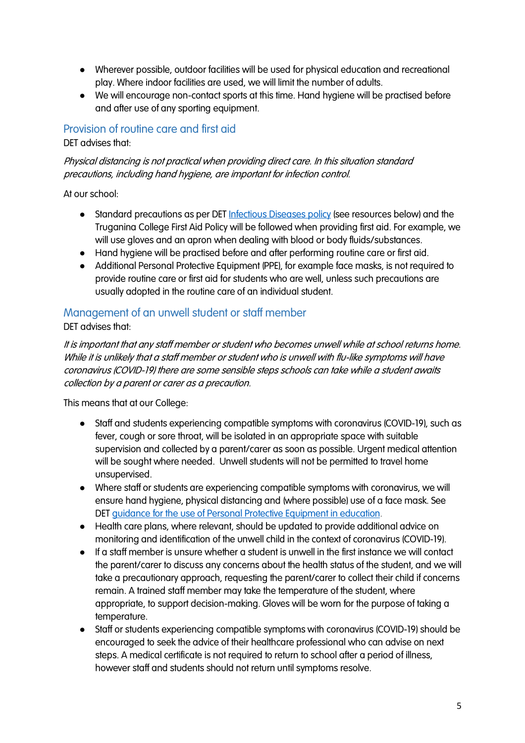- Wherever possible, outdoor facilities will be used for physical education and recreational play. Where indoor facilities are used, we will limit the number of adults.
- We will encourage non-contact sports at this time. Hand hygiene will be practised before and after use of any sporting equipment.

## Provision of routine care and first aid

DET advises that:

*Physical distancing is not practical when providing direct care. In this situation standard precautions, including hand hygiene, are important for infection control.*

At our school:

- Standard precautions as per DET Infectious Diseases policy (see resources below) and the Truganina College First Aid Policy will be followed when providing first aid. For example, we will use gloves and an apron when dealing with blood or body fluids/substances.
- Hand hygiene will be practised before and after performing routine care or first aid.
- Additional Personal Protective Equipment (PPE), for example face masks, is not required to provide routine care or first aid for students who are well, unless such precautions are usually adopted in the routine care of an individual student.

## Management of an unwell student or staff member

DET advises that:

*It is important that any staff member or student who becomes unwell while at school returns home. While it is unlikely that a staff member or student who is unwell with flu-like symptoms will have coronavirus (COVID-19) there are some sensible steps schools can take while a student awaits collection by a parent or carer as a precaution.*

This means that at our College:

- Staff and students experiencing compatible symptoms with coronavirus (COVID-19), such as fever, cough or sore throat, will be isolated in an appropriate space with suitable supervision and collected by a parent/carer as soon as possible. Urgent medical attention will be sought where needed. Unwell students will not be permitted to travel home unsupervised.
- Where staff or students are experiencing compatible symptoms with coronavirus, we will ensure hand hygiene, physical distancing and (where possible) use of a face mask. See DET guidance for the use of Personal Protective Equipment in education.
- Health care plans, where relevant, should be updated to provide additional advice on monitoring and identification of the unwell child in the context of coronavirus (COVID-19).
- If a staff member is unsure whether a student is unwell in the first instance we will contact the parent/carer to discuss any concerns about the health status of the student, and we will take a precautionary approach, requesting the parent/carer to collect their child if concerns remain. A trained staff member may take the temperature of the student, where appropriate, to support decision-making. Gloves will be worn for the purpose of taking a temperature.
- Staff or students experiencing compatible symptoms with coronavirus (COVID-19) should be encouraged to seek the advice of their healthcare professional who can advise on next steps. A medical certificate is not required to return to school after a period of illness, however staff and students should not return until symptoms resolve.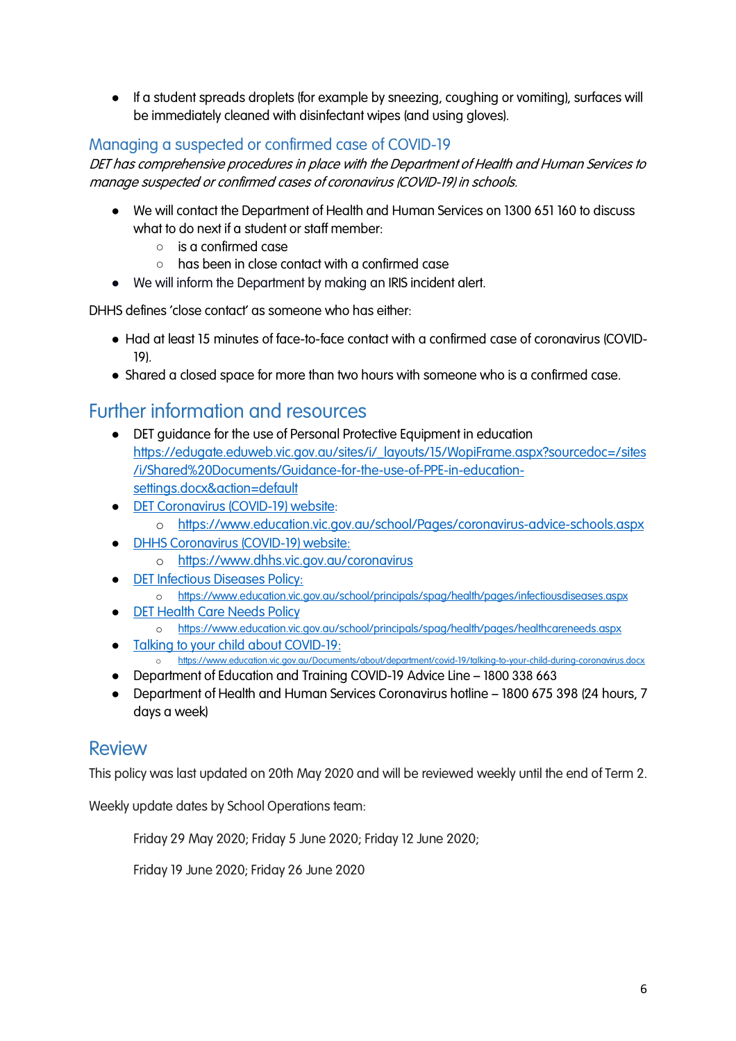- If a student spreads droplets (for example by sneezing, coughing or vomiting), surfaces will be immediately cleaned with disinfectant wipes (and using gloves).

### Managing a suspected or confirmed case of COVID-19

*DET has comprehensive procedures in place with the Department of Health and Human Services to manage suspected or confirmed cases of coronavirus (COVID-19) in schools.*

- We will contact the Department of Health and Human Services on 1300 651 160 to discuss what to do next if a student or staff member:
  - is a confirmed case
  - has been in close contact with a confirmed case
- We will inform the Department by making an IRIS incident alert.

DHHS defines 'close contact' as someone who has either:

- Had at least 15 minutes of face-to-face contact with a confirmed case of coronavirus (COVID-19).
- Shared a closed space for more than two hours with someone who is a confirmed case.

## Further information and resources

- DET guidance for the use of Personal Protective Equipment in education https://edugate.eduweb.vic.gov.au/sites/i/_layouts/15/WopiFrame.aspx?sourcedoc=/sites/i/Shared%20Documents/Guidance-for-the-use-of-PPE-in-education-settings.docx&action=default
- DET Coronavirus (COVID-19) website:
  - https://www.education.vic.gov.au/school/Pages/coronavirus-advice-schools.aspx
- DHHS Coronavirus (COVID-19) website:
  - https://www.dhhs.vic.gov.au/coronavirus
- DET Infectious Diseases Policy:
  - https://www.education.vic.gov.au/school/principals/spag/health/pages/infectiousdiseases.aspx
- DET Health Care Needs Policy
  - https://www.education.vic.gov.au/school/principals/spag/health/pages/healthcareneeds.aspx
- Talking to your child about COVID-19:
  - https://www.education.vic.gov.au/Documents/about/department/covid-19/talking-to-your-child-during-coronavirus.docx
- Department of Education and Training COVID-19 Advice Line – 1800 338 663
- Department of Health and Human Services Coronavirus hotline – 1800 675 398 (24 hours, 7 days a week)

## Review

This policy was last updated on 20th May 2020 and will be reviewed weekly until the end of Term 2.

Weekly update dates by School Operations team:

Friday 29 May 2020; Friday 5 June 2020; Friday 12 June 2020;

Friday 19 June 2020; Friday 26 June 2020